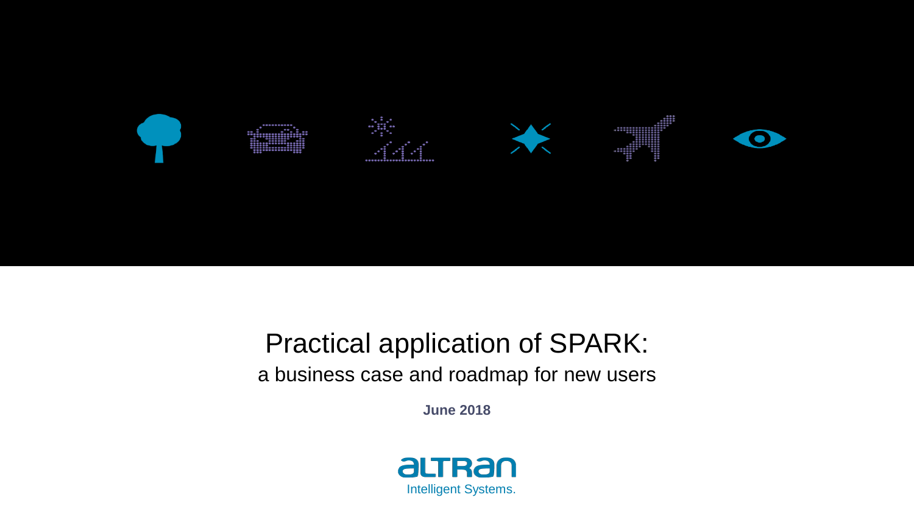# Practical application of SPARK:

## a business case and roadmap for new users

**June 2018**

altran

Intelligent Systems.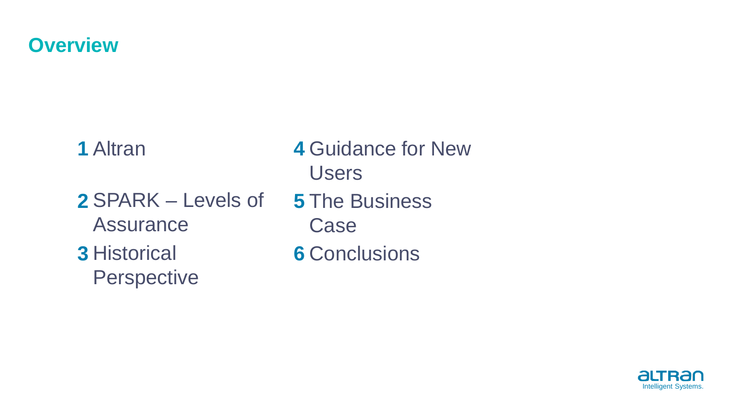# Overview

1. Altran
2. SPARK – Levels of Assurance
3. Historical Perspective
4. Guidance for New Users
5. The Business Case
6. Conclusions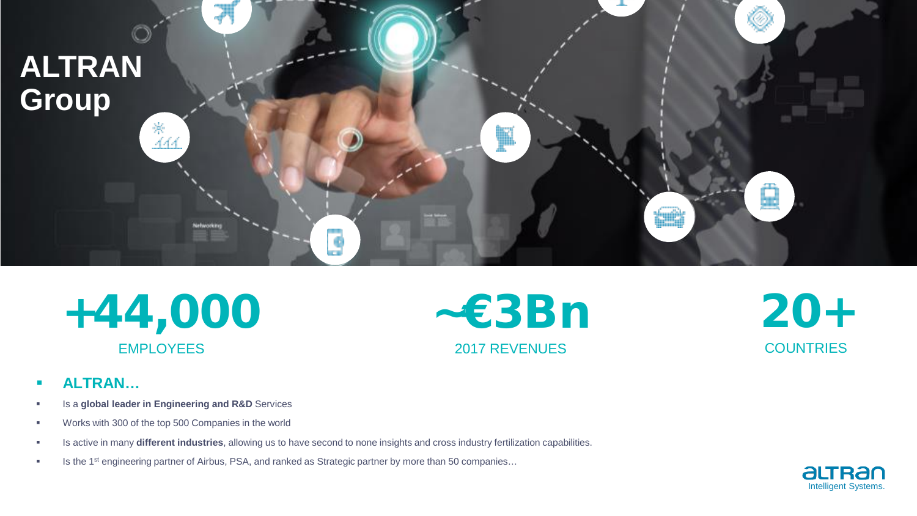# ALTRAN Group

**+44,000**
EMPLOYEES

**~€3Bn**
2017 REVENUES

**20+**
COUNTRIES

- **ALTRAN…**
- Is a **global leader in Engineering and R&D** Services
- Works with 300 of the top 500 Companies in the world
- Is active in many **different industries**, allowing us to have second to none insights and cross industry fertilization capabilities.
- Is the 1st engineering partner of Airbus, PSA, and ranked as Strategic partner by more than 50 companies…

altran
Intelligent Systems.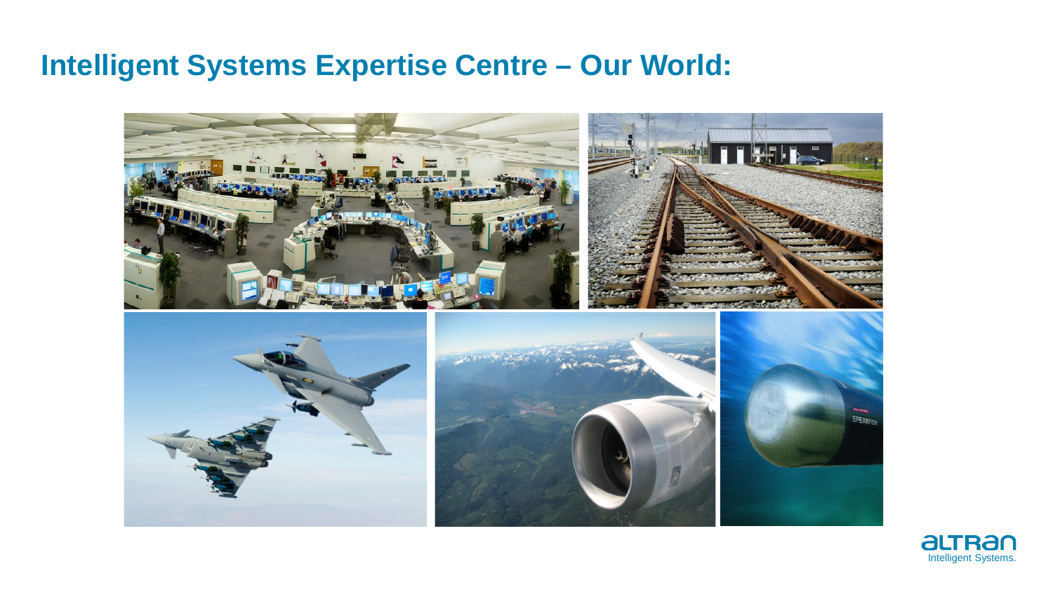# Intelligent Systems Expertise Centre – Our World: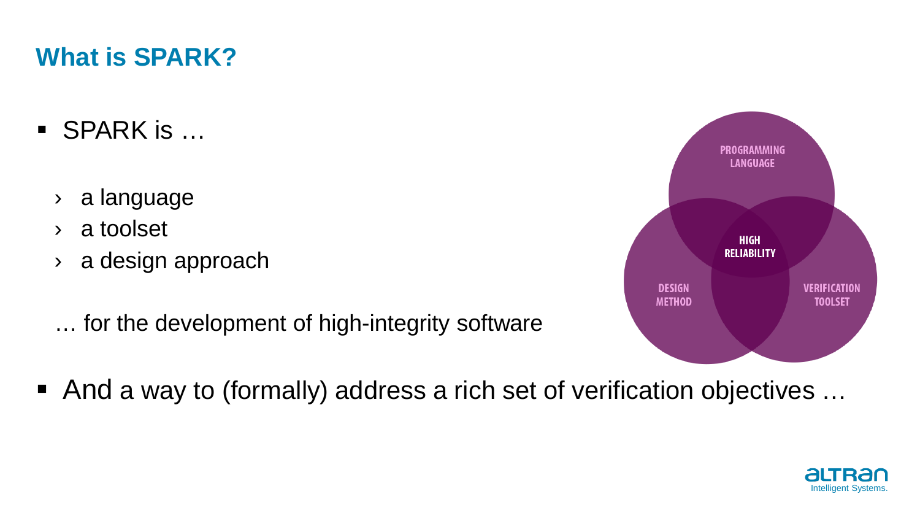## What is SPARK?

- SPARK is …
  - a language
  - a toolset
  - a design approach

  … for the development of high-integrity software

PROGRAMMING LANGUAGE

HIGH RELIABILITY

DESIGN METHOD

VERIFICATION TOOLSET

- And a way to (formally) address a rich set of verification objectives …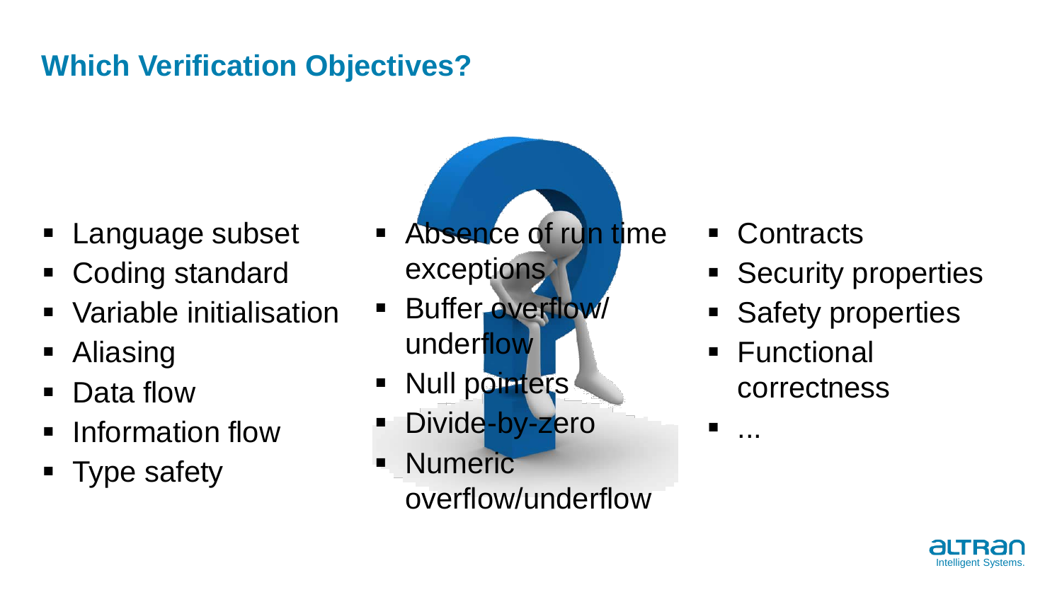## Which Verification Objectives?

- Language subset
- Coding standard
- Variable initialisation
- Aliasing
- Data flow
- Information flow
- Type safety

- Absence of run time exceptions
- Buffer overflow/ underflow
- Null pointers
- Divide-by-zero
- Numeric overflow/underflow

- Contracts
- Security properties
- Safety properties
- Functional correctness
- ...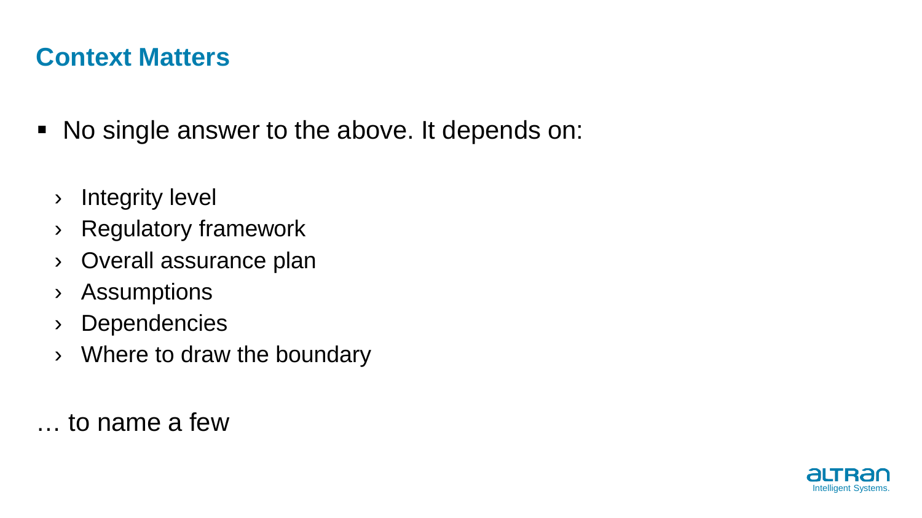# Context Matters

- No single answer to the above. It depends on:

  - Integrity level
  - Regulatory framework
  - Overall assurance plan
  - Assumptions
  - Dependencies
  - Where to draw the boundary

… to name a few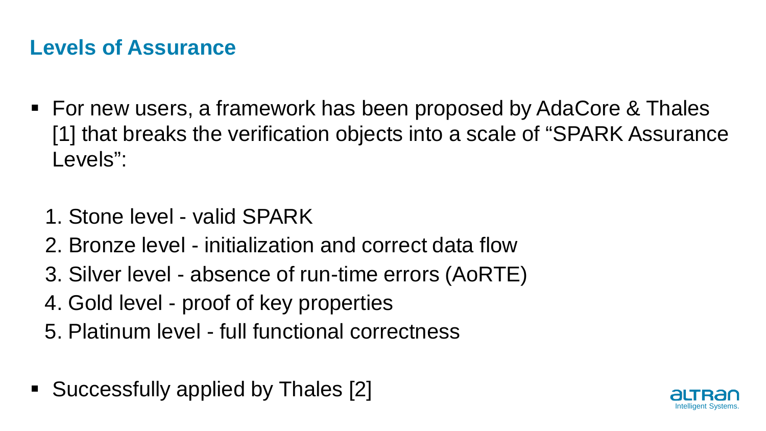## Levels of Assurance

- For new users, a framework has been proposed by AdaCore & Thales [1] that breaks the verification objects into a scale of "SPARK Assurance Levels":

  1. Stone level - valid SPARK
  2. Bronze level - initialization and correct data flow
  3. Silver level - absence of run-time errors (AoRTE)
  4. Gold level - proof of key properties
  5. Platinum level - full functional correctness

- Successfully applied by Thales [2]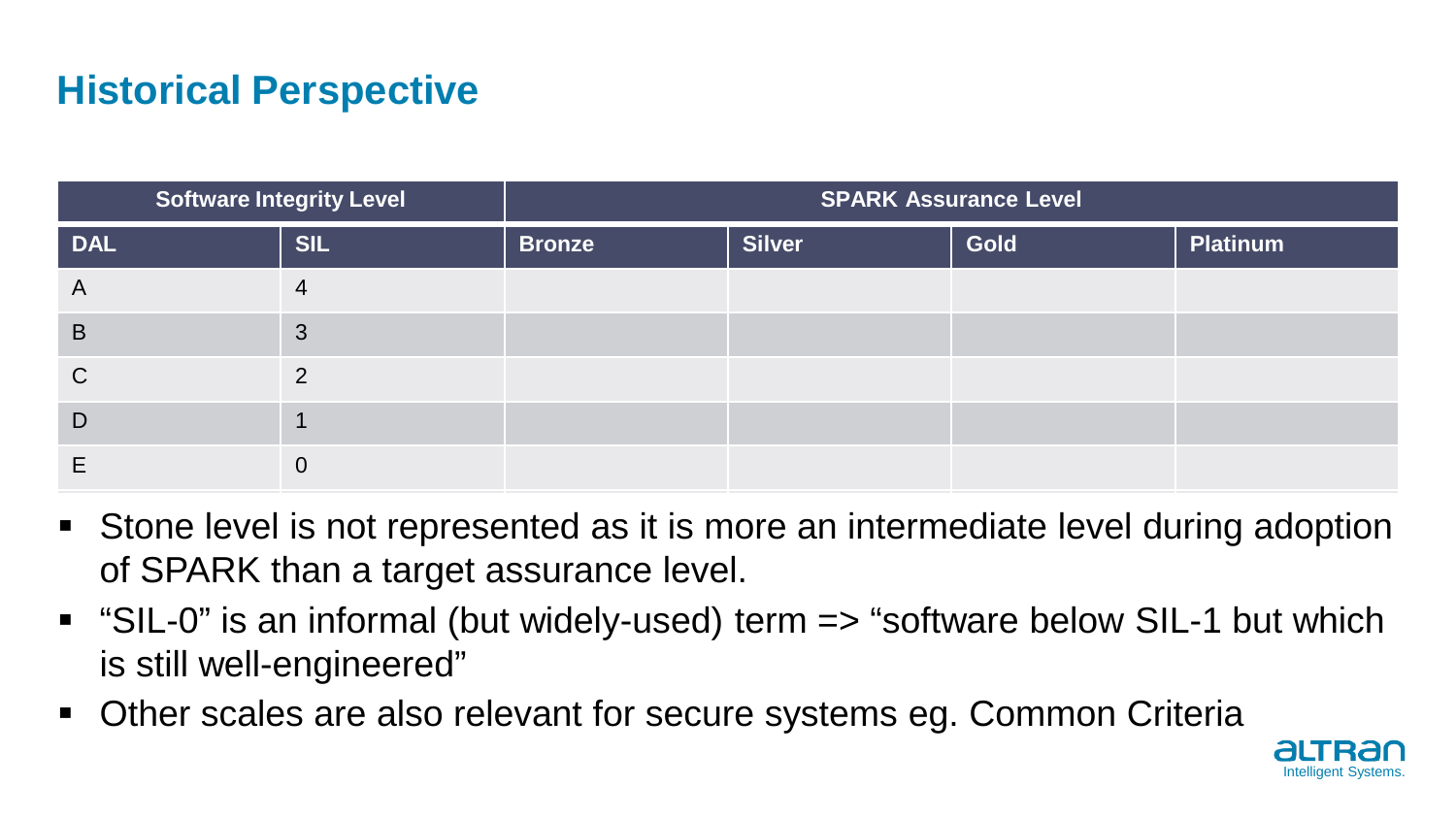# Historical Perspective

| Software Integrity Level | | SPARK Assurance Level | | | |
|---|---|---|---|---|---|
| **DAL** | **SIL** | **Bronze** | **Silver** | **Gold** | **Platinum** |
| A | 4 | | | | |
| B | 3 | | | | |
| C | 2 | | | | |
| D | 1 | | | | |
| E | 0 | | | | |

- Stone level is not represented as it is more an intermediate level during adoption of SPARK than a target assurance level.
- “SIL-0” is an informal (but widely-used) term => “software below SIL-1 but which is still well-engineered”
- Other scales are also relevant for secure systems eg. Common Criteria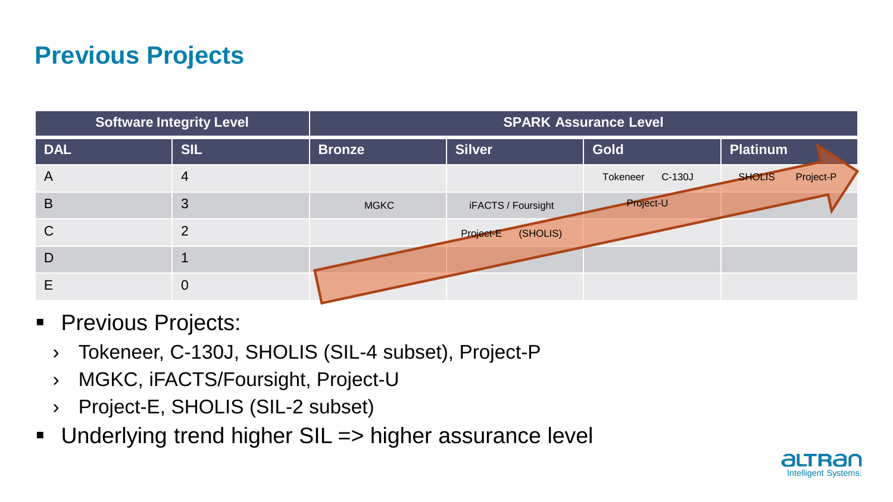# Previous Projects

| Software Integrity Level | | SPARK Assurance Level | | | |
|---|---|---|---|---|---|
| **DAL** | **SIL** | **Bronze** | **Silver** | **Gold** | **Platinum** |
| A | 4 | | | Tokeneer C-130J | SHOLIS Project-P |
| B | 3 | MGKC | iFACTS / Foursight | Project-U | |
| C | 2 | | Project-E (SHOLIS) | | |
| D | 1 | | | | |
| E | 0 | | | | |

- Previous Projects:
  - Tokeneer, C-130J, SHOLIS (SIL-4 subset), Project-P
  - MGKC, iFACTS/Foursight, Project-U
  - Project-E, SHOLIS (SIL-2 subset)
- Underlying trend higher SIL => higher assurance level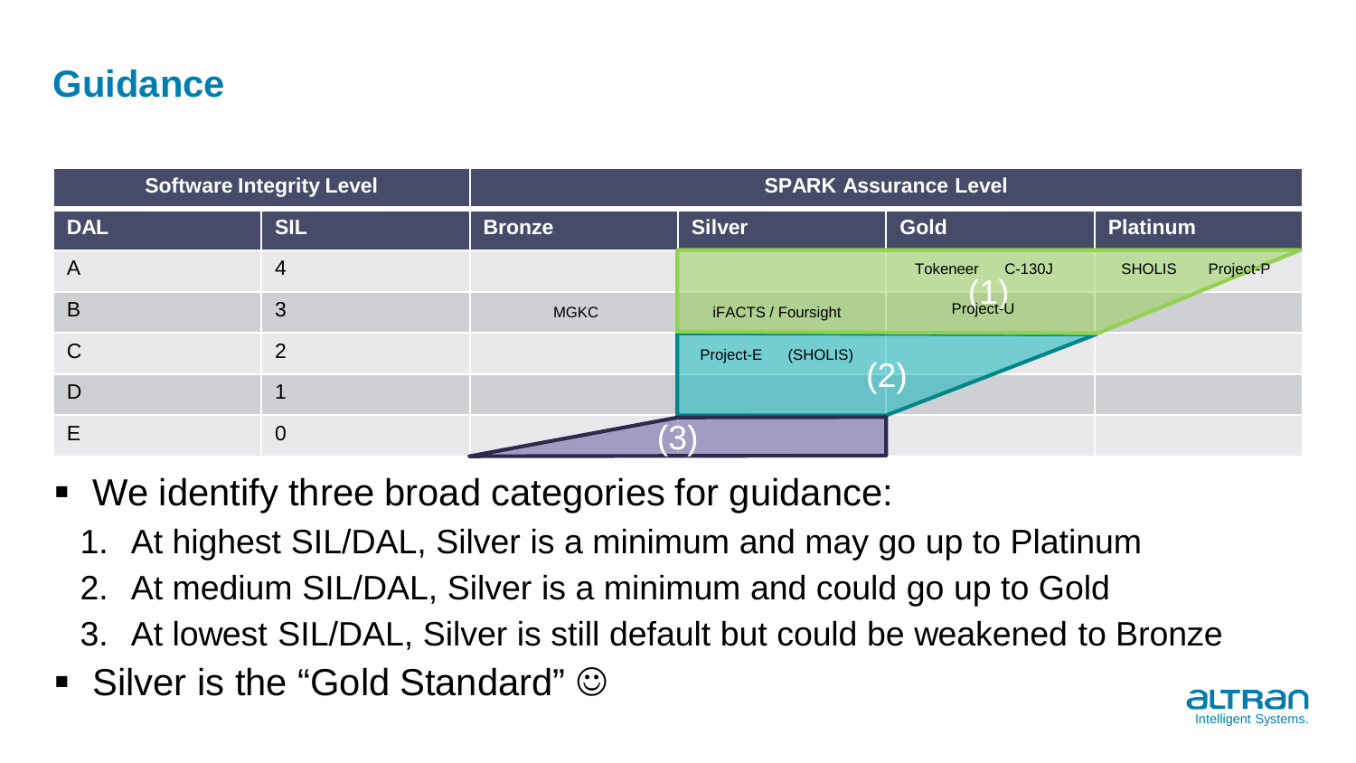# Guidance

| Software Integrity Level | | SPARK Assurance Level | | | |
|---|---|---|---|---|---|
| DAL | SIL | Bronze | Silver | Gold | Platinum |
| A | 4 | | | Tokeneer C-130J | SHOLIS Project-P |
| B | 3 | MGKC | iFACTS / Foursight | Project-U | |
| C | 2 | | Project-E (SHOLIS) | | |
| D | 1 | | | | |
| E | 0 | | | | |

(1) (2) (3)

- We identify three broad categories for guidance:
  1. At highest SIL/DAL, Silver is a minimum and may go up to Platinum
  2. At medium SIL/DAL, Silver is a minimum and could go up to Gold
  3. At lowest SIL/DAL, Silver is still default but could be weakened to Bronze
- Silver is the "Gold Standard" ☺

altran Intelligent Systems.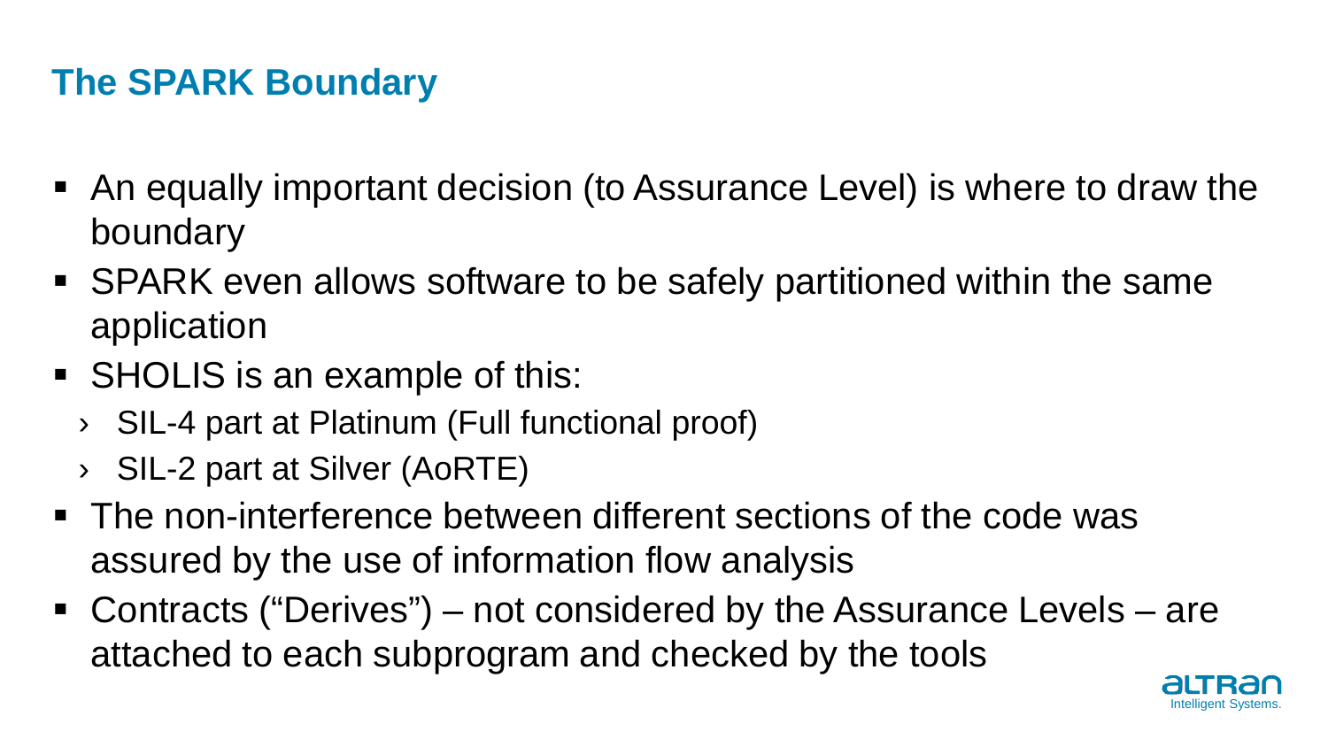# The SPARK Boundary

- An equally important decision (to Assurance Level) is where to draw the boundary
- SPARK even allows software to be safely partitioned within the same application
- SHOLIS is an example of this:
  - SIL-4 part at Platinum (Full functional proof)
  - SIL-2 part at Silver (AoRTE)
- The non-interference between different sections of the code was assured by the use of information flow analysis
- Contracts (“Derives”) – not considered by the Assurance Levels – are attached to each subprogram and checked by the tools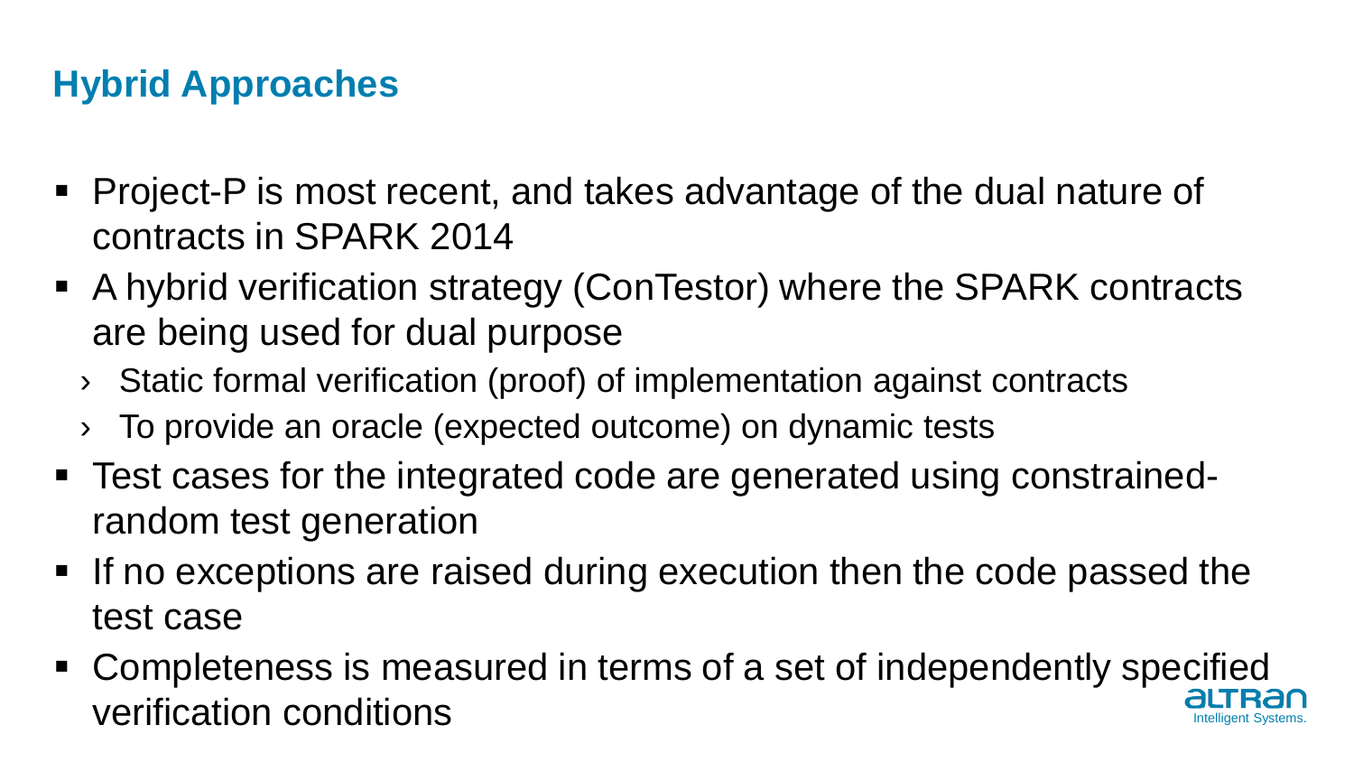## Hybrid Approaches

- Project-P is most recent, and takes advantage of the dual nature of contracts in SPARK 2014
- A hybrid verification strategy (ConTestor) where the SPARK contracts are being used for dual purpose
  - Static formal verification (proof) of implementation against contracts
  - To provide an oracle (expected outcome) on dynamic tests
- Test cases for the integrated code are generated using constrained-random test generation
- If no exceptions are raised during execution then the code passed the test case
- Completeness is measured in terms of a set of independently specified verification conditions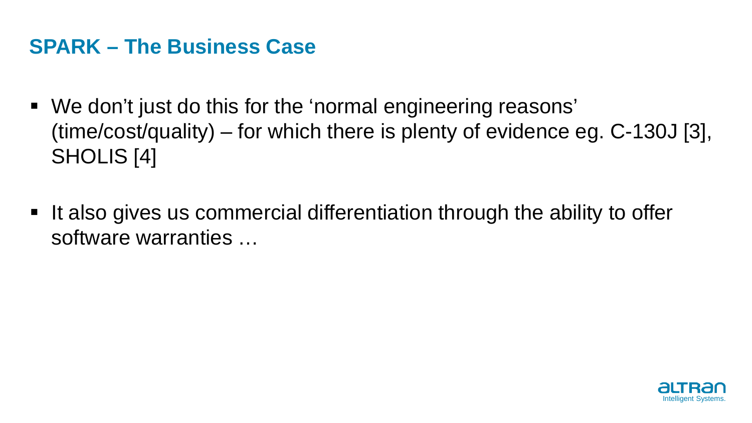## SPARK – The Business Case

- We don't just do this for the 'normal engineering reasons' (time/cost/quality) – for which there is plenty of evidence eg. C-130J [3], SHOLIS [4]

- It also gives us commercial differentiation through the ability to offer software warranties …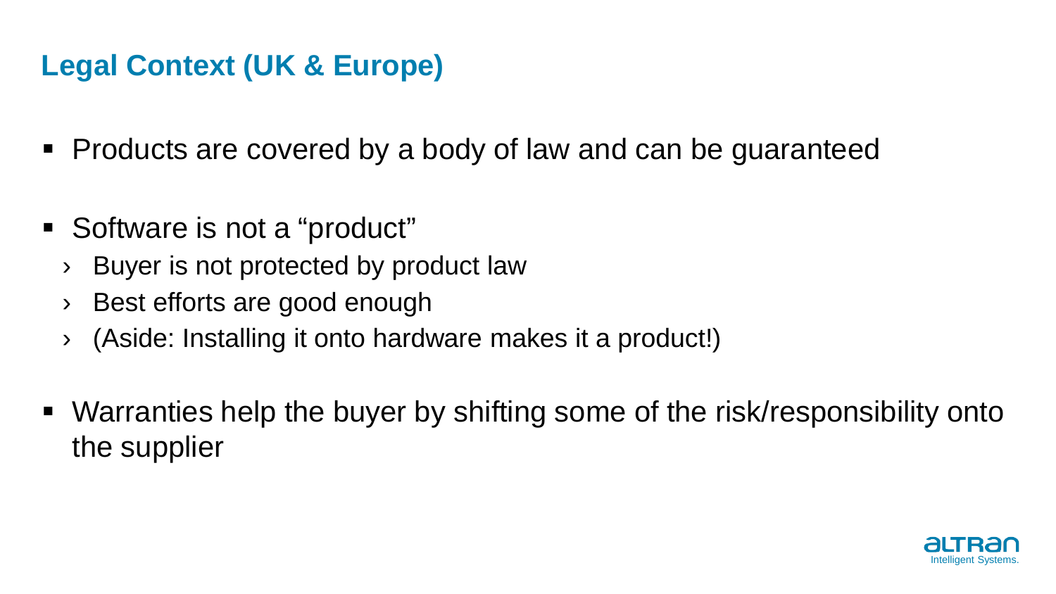## Legal Context (UK & Europe)

- Products are covered by a body of law and can be guaranteed
- Software is not a "product"
  - Buyer is not protected by product law
  - Best efforts are good enough
  - (Aside: Installing it onto hardware makes it a product!)
- Warranties help the buyer by shifting some of the risk/responsibility onto the supplier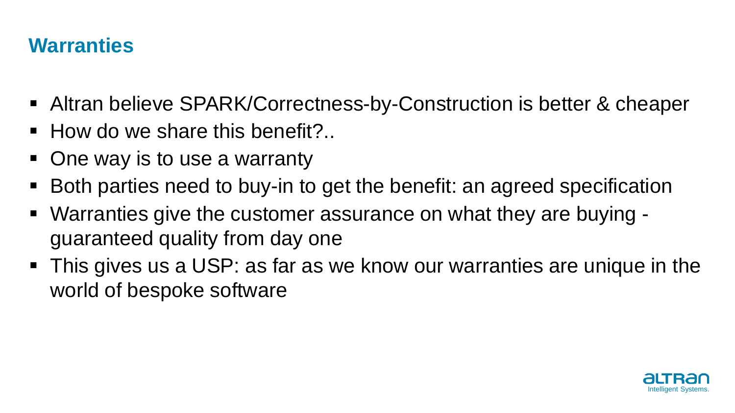## Warranties

- Altran believe SPARK/Correctness-by-Construction is better & cheaper
- How do we share this benefit?..
- One way is to use a warranty
- Both parties need to buy-in to get the benefit: an agreed specification
- Warranties give the customer assurance on what they are buying - guaranteed quality from day one
- This gives us a USP: as far as we know our warranties are unique in the world of bespoke software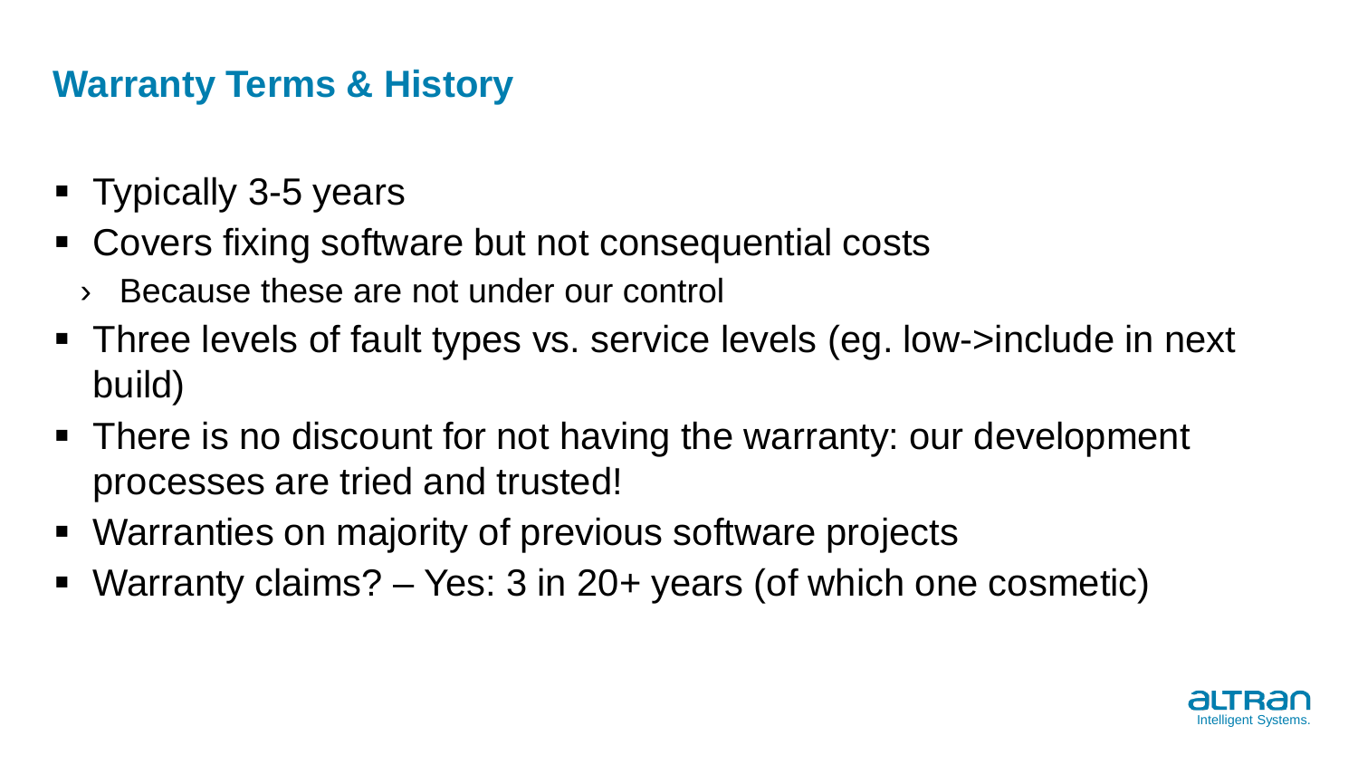## Warranty Terms & History

- Typically 3-5 years
- Covers fixing software but not consequential costs
  - Because these are not under our control
- Three levels of fault types vs. service levels (eg. low->include in next build)
- There is no discount for not having the warranty: our development processes are tried and trusted!
- Warranties on majority of previous software projects
- Warranty claims? – Yes: 3 in 20+ years (of which one cosmetic)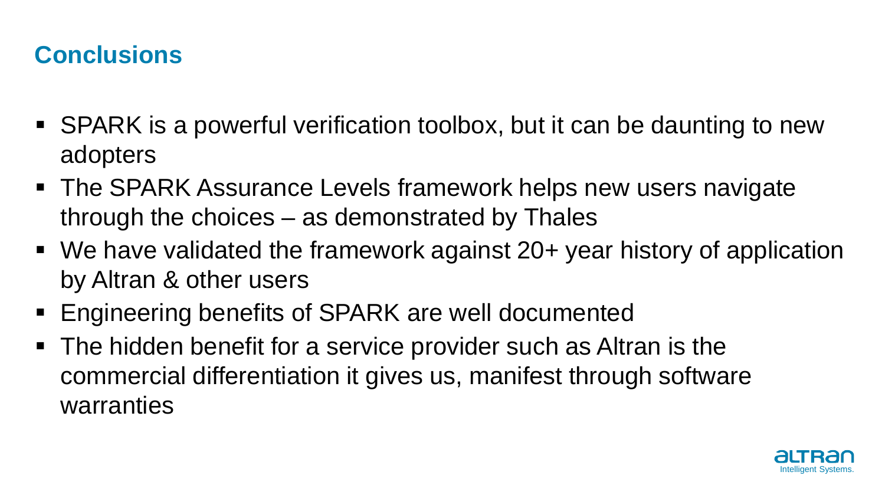## Conclusions

- SPARK is a powerful verification toolbox, but it can be daunting to new adopters
- The SPARK Assurance Levels framework helps new users navigate through the choices – as demonstrated by Thales
- We have validated the framework against 20+ year history of application by Altran & other users
- Engineering benefits of SPARK are well documented
- The hidden benefit for a service provider such as Altran is the commercial differentiation it gives us, manifest through software warranties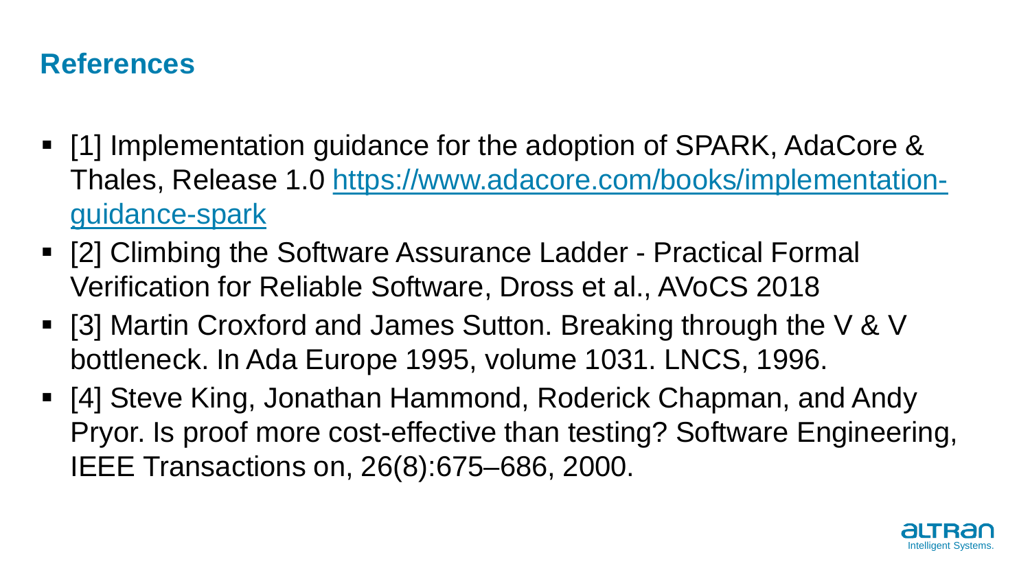## References

- [1] Implementation guidance for the adoption of SPARK, AdaCore & Thales, Release 1.0 [https://www.adacore.com/books/implementation-guidance-spark](https://www.adacore.com/books/implementation-guidance-spark)
- [2] Climbing the Software Assurance Ladder - Practical Formal Verification for Reliable Software, Dross et al., AVoCS 2018
- [3] Martin Croxford and James Sutton. Breaking through the V & V bottleneck. In Ada Europe 1995, volume 1031. LNCS, 1996.
- [4] Steve King, Jonathan Hammond, Roderick Chapman, and Andy Pryor. Is proof more cost-effective than testing? Software Engineering, IEEE Transactions on, 26(8):675–686, 2000.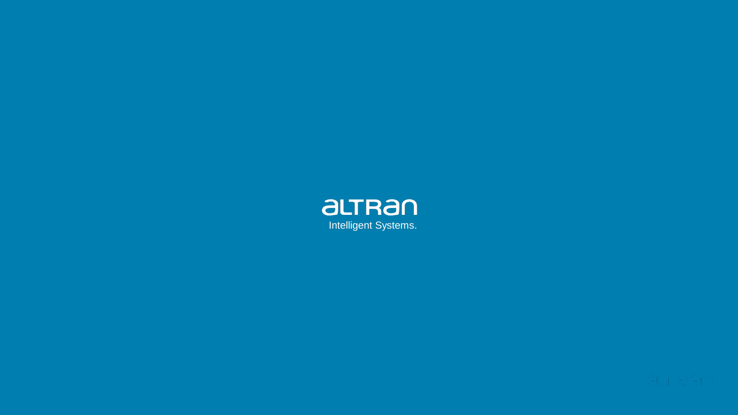altran

Intelligent Systems.